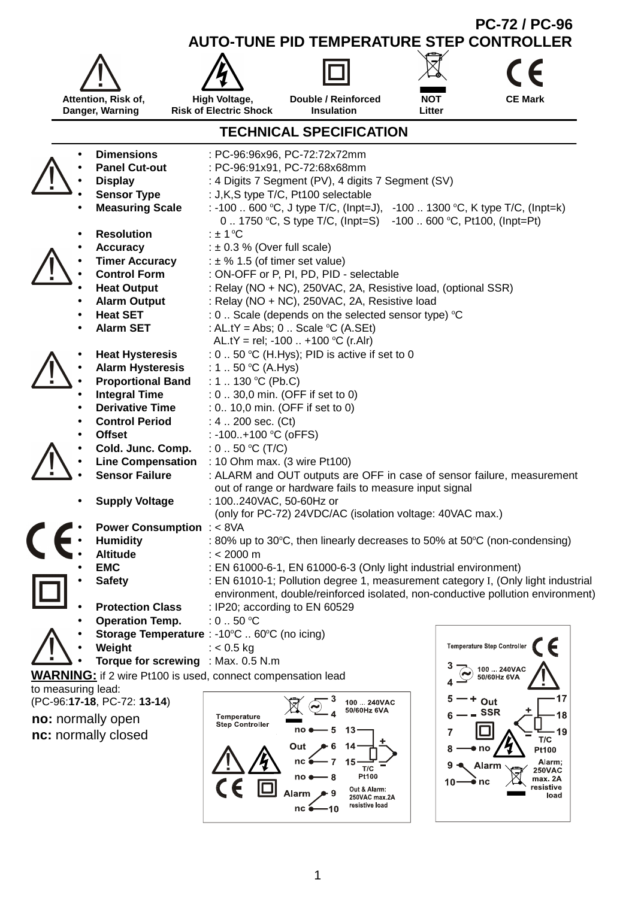# PC-72 / PC-96

# AUTO-TUNE PID TEMPERATURE STEP CONTROLLER

| Attention, Risk of, Danger, Warning | High Voltage, Risk of Electric Shock | Double / Reinforced Insulation | NOT Litter | CE Mark |
|---|---|---|---|---|

## TECHNICAL SPECIFICATION

- **Dimensions** : PC-96:96x96, PC-72:72x72mm
- **Panel Cut-out** : PC-96:91x91, PC-72:68x68mm
- **Display** : 4 Digits 7 Segment (PV), 4 digits 7 Segment (SV)
- **Sensor Type** : J,K,S type T/C, Pt100 selectable
- **Measuring Scale** : -100 .. 600 °C, J type T/C, (Inpt=J), -100 .. 1300 °C, K type T/C, (Inpt=k) 0 .. 1750 °C, S type T/C, (Inpt=S) -100 .. 600 °C, Pt100, (Inpt=Pt)
- **Resolution** : ± 1 °C
- **Accuracy** : ± 0.3 % (Over full scale)
- **Timer Accuracy** : ± % 1.5 (of timer set value)
- **Control Form** : ON-OFF or P, PI, PD, PID - selectable
- **Heat Output** : Relay (NO + NC), 250VAC, 2A, Resistive load, (optional SSR)
- **Alarm Output** : Relay (NO + NC), 250VAC, 2A, Resistive load
- **Heat SET** : 0 .. Scale (depends on the selected sensor type) °C
- **Alarm SET** : AL.tY = Abs; 0 .. Scale °C (A.SEt) AL.tY = rel; -100 .. +100 °C (r.Alr)
- **Heat Hysteresis** : 0 .. 50 °C (H.Hys); PID is active if set to 0
- **Alarm Hysteresis** : 1 .. 50 °C (A.Hys)
- **Proportional Band** : 1 .. 130 °C (Pb.C)
- **Integral Time** : 0 .. 30,0 min. (OFF if set to 0)
- **Derivative Time** : 0.. 10,0 min. (OFF if set to 0)
- **Control Period** : 4 .. 200 sec. (Ct)
- **Offset** : -100..+100 °C (oFFS)
- **Cold. Junc. Comp.** : 0 .. 50 °C (T/C)
- **Line Compensation** : 10 Ohm max. (3 wire Pt100)
- **Sensor Failure** : ALARM and OUT outputs are OFF in case of sensor failure, measurement out of range or hardware fails to measure input signal
- **Supply Voltage** : 100..240VAC, 50-60Hz or (only for PC-72) 24VDC/AC (isolation voltage: 40VAC max.)
- **Power Consumption** : < 8VA
- **Humidity** : 80% up to 30°C, then linearly decreases to 50% at 50°C (non-condensing)
- **Altitude** : < 2000 m
- **EMC** : EN 61000-6-1, EN 61000-6-3 (Only light industrial environment)
- **Safety** : EN 61010-1; Pollution degree 1, measurement category I, (Only light industrial environment, double/reinforced isolated, non-conductive pollution environment)
- **Protection Class** : IP20; according to EN 60529
- **Operation Temp.** : 0 .. 50 °C
- **Storage Temperature** : -10°C .. 60°C (no icing)
- **Weight** : < 0.5 kg
- **Torque for screwing** : Max. 0.5 N.m

**WARNING:** if 2 wire Pt100 is used, connect compensation lead to measuring lead: (PC-96:**17-18**, PC-72: **13-14**)

**no:** normally open
**nc:** normally closed

Temperature Step Controller (PC-96): 3-4: 100 ... 240VAC 50/60Hz 6VA; Out: no 5, 6, nc 7; Alarm: no 8, 9, nc 10; 13-14-15: T/C, Pt100; Out & Alarm: 250VAC max.2A resistive load

Temperature Step Controller (PC-72): 3-4: 100 ... 240VAC 50/60Hz 6VA; 5 + / 6 − : Out SSR; 8 no, 9 Alarm, 10 nc: Alarm; 250VAC max. 2A resistive load; 17-18-19: T/C, Pt100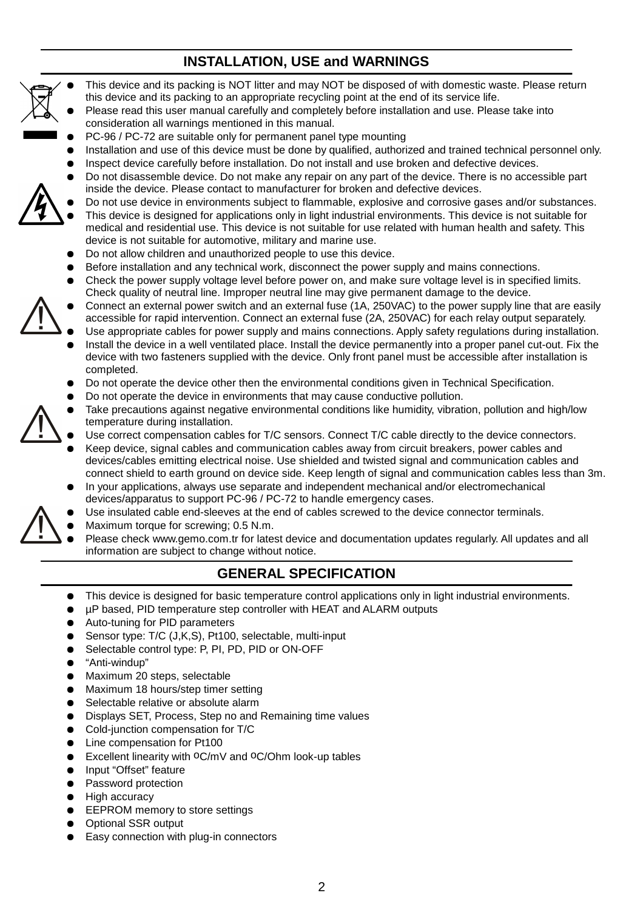## INSTALLATION, USE and WARNINGS

- This device and its packing is NOT litter and may NOT be disposed of with domestic waste. Please return this device and its packing to an appropriate recycling point at the end of its service life.
- Please read this user manual carefully and completely before installation and use. Please take into consideration all warnings mentioned in this manual.
- PC-96 / PC-72 are suitable only for permanent panel type mounting
- Installation and use of this device must be done by qualified, authorized and trained technical personnel only.
- Inspect device carefully before installation. Do not install and use broken and defective devices.
- Do not disassemble device. Do not make any repair on any part of the device. There is no accessible part inside the device. Please contact to manufacturer for broken and defective devices.
- Do not use device in environments subject to flammable, explosive and corrosive gases and/or substances.
- This device is designed for applications only in light industrial environments. This device is not suitable for medical and residential use. This device is not suitable for use related with human health and safety. This device is not suitable for automotive, military and marine use.
- Do not allow children and unauthorized people to use this device.
- Before installation and any technical work, disconnect the power supply and mains connections.
- Check the power supply voltage level before power on, and make sure voltage level is in specified limits. Check quality of neutral line. Improper neutral line may give permanent damage to the device.
- Connect an external power switch and an external fuse (1A, 250VAC) to the power supply line that are easily accessible for rapid intervention. Connect an external fuse (2A, 250VAC) for each relay output separately.
- Use appropriate cables for power supply and mains connections. Apply safety regulations during installation.
- Install the device in a well ventilated place. Install the device permanently into a proper panel cut-out. Fix the device with two fasteners supplied with the device. Only front panel must be accessible after installation is completed.
- Do not operate the device other then the environmental conditions given in Technical Specification.
- Do not operate the device in environments that may cause conductive pollution.
- Take precautions against negative environmental conditions like humidity, vibration, pollution and high/low temperature during installation.
- Use correct compensation cables for T/C sensors. Connect T/C cable directly to the device connectors.
- Keep device, signal cables and communication cables away from circuit breakers, power cables and devices/cables emitting electrical noise. Use shielded and twisted signal and communication cables and connect shield to earth ground on device side. Keep length of signal and communication cables less than 3m.
- In your applications, always use separate and independent mechanical and/or electromechanical devices/apparatus to support PC-96 / PC-72 to handle emergency cases.
- Use insulated cable end-sleeves at the end of cables screwed to the device connector terminals.
- Maximum torque for screwing; 0.5 N.m.
- Please check www.gemo.com.tr for latest device and documentation updates regularly. All updates and all information are subject to change without notice.

## GENERAL SPECIFICATION

- This device is designed for basic temperature control applications only in light industrial environments.
- µP based, PID temperature step controller with HEAT and ALARM outputs
- Auto-tuning for PID parameters
- Sensor type: T/C (J,K,S), Pt100, selectable, multi-input
- Selectable control type: P, PI, PD, PID or ON-OFF
- "Anti-windup"
- Maximum 20 steps, selectable
- Maximum 18 hours/step timer setting
- Selectable relative or absolute alarm
- Displays SET, Process, Step no and Remaining time values
- Cold-junction compensation for T/C
- Line compensation for Pt100
- Excellent linearity with ºC/mV and ºC/Ohm look-up tables
- Input "Offset" feature
- Password protection
- High accuracy
- EEPROM memory to store settings
- Optional SSR output
- Easy connection with plug-in connectors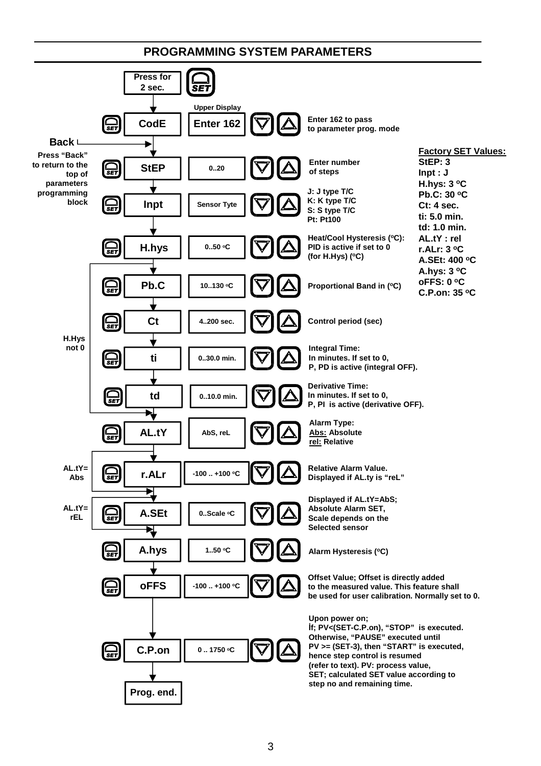## PROGRAMMING SYSTEM PARAMETERS

Press for 2 sec. SET

| Parameter | Upper Display | Description |
| --- | --- | --- |
| CodE | Enter 162 | Enter 162 to pass to parameter prog. mode |
| StEP | 0..20 | Enter number of steps |
| Inpt | Sensor Tyte | J: J type T/C<br>K: K type T/C<br>S: S type T/C<br>Pt: Pt100 |
| H.hys | 0..50 °C | Heat/Cool Hysteresis (°C): PID is active if set to 0 (for H.Hys) (°C) |
| Pb.C | 10..130 °C | Proportional Band in (°C) |
| Ct | 4..200 sec. | Control period (sec) |
| ti | 0..30.0 min. | Integral Time: In minutes. If set to 0, P, PD is active (integral OFF). |
| td | 0..10.0 min. | Derivative Time: In minutes. If set to 0, P, PI is active (derivative OFF). |
| AL.tY | AbS, reL | Alarm Type: **Abs:** Absolute, **rel:** Relative |
| r.ALr | -100 .. +100 °C | Relative Alarm Value. Displayed if AL.ty is “reL” |
| A.SEt | 0..Scale °C | Displayed if AL.tY=AbS; Absolute Alarm SET, Scale depends on the Selected sensor |
| A.hys | 1..50 °C | Alarm Hysteresis (°C) |
| oFFS | -100 .. +100 °C | Offset Value; Offset is directly added to the measured value. This feature shall be used for user calibration. Normally set to 0. |
| C.P.on | 0 .. 1750 °C | Upon power on; İf; PV<(SET-C.P.on), “STOP” is executed. Otherwise, “PAUSE” executed until PV >= (SET-3), then “START” is executed, hence step control is resumed (refer to text). PV: process value, SET; calculated SET value according to step no and remaining time. |
| Prog. end. | | |

**Back** — Press “Back” to return to the top of parameters programming block.

H.Hys not 0: Pb.C, Ct, ti, td are displayed only if H.hys is not 0 (otherwise skipped to AL.tY).

AL.tY= Abs: r.ALr is skipped.

AL.tY= rEL: A.SEt is skipped.

**Factory SET Values:**

- StEP: 3
- Inpt : J
- H.hys: 3 °C
- Pb.C: 30 °C
- Ct: 4 sec.
- ti: 5.0 min.
- td: 1.0 min.
- AL.tY : rel
- r.ALr: 3 °C
- A.SEt: 400 °C
- A.hys: 3 °C
- oFFS: 0 °C
- C.P.on: 35 °C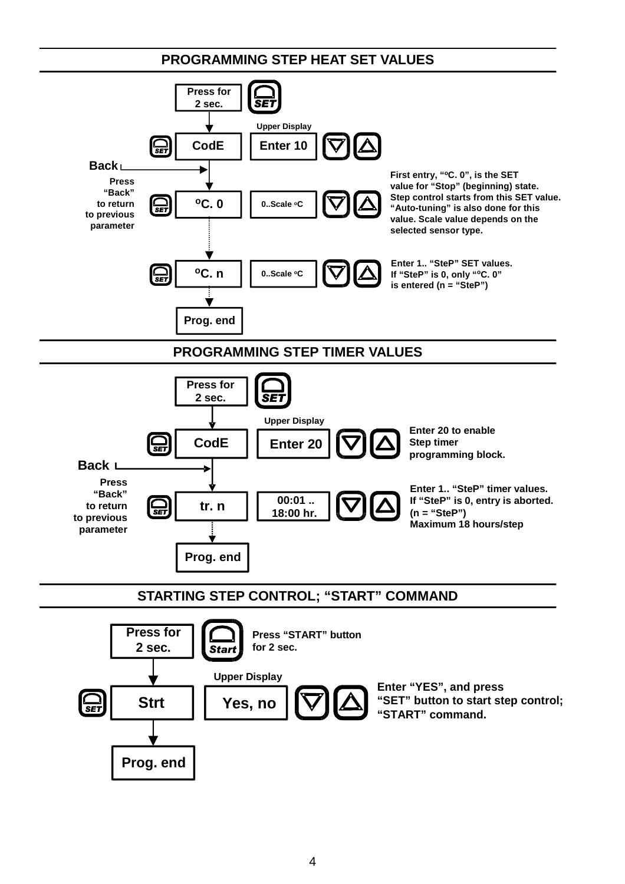## PROGRAMMING STEP HEAT SET VALUES

Press for 2 sec. [SET]

Upper Display

| Button | Lower Display | Upper Display | Keys | Notes |
|---|---|---|---|---|
| SET | CodE | Enter 10 | ▽ △ | |
| SET | ºC. 0 | 0..Scale ºC | ▽ △ | First entry, "ºC. 0", is the SET value for "Stop" (beginning) state. Step control starts from this SET value. "Auto-tuning" is also done for this value. Scale value depends on the selected sensor type. |
| SET | ºC. n | 0..Scale ºC | ▽ △ | Enter 1.. "SteP" SET values. If "SteP" is 0, only "ºC. 0" is entered (n = "SteP") |
| | Prog. end | | | |

**Back** — Press "Back" to return to previous parameter

## PROGRAMMING STEP TIMER VALUES

Press for 2 sec. [SET]

Upper Display

| Button | Lower Display | Upper Display | Keys | Notes |
|---|---|---|---|---|
| SET | CodE | Enter 20 | ▽ △ | Enter 20 to enable Step timer programming block. |
| SET | tr. n | 00:01 .. 18:00 hr. | ▽ △ | Enter 1.. "SteP" timer values. If "SteP" is 0, entry is aborted. (n = "SteP") Maximum 18 hours/step |
| | Prog. end | | | |

**Back** — Press "Back" to return to previous parameter

## STARTING STEP CONTROL; "START" COMMAND

Press for 2 sec. [Start] — Press "START" button for 2 sec.

Upper Display

| Button | Lower Display | Upper Display | Keys | Notes |
|---|---|---|---|---|
| SET | Strt | Yes, no | ▽ △ | Enter "YES", and press "SET" button to start step control; "START" command. |
| | Prog. end | | | |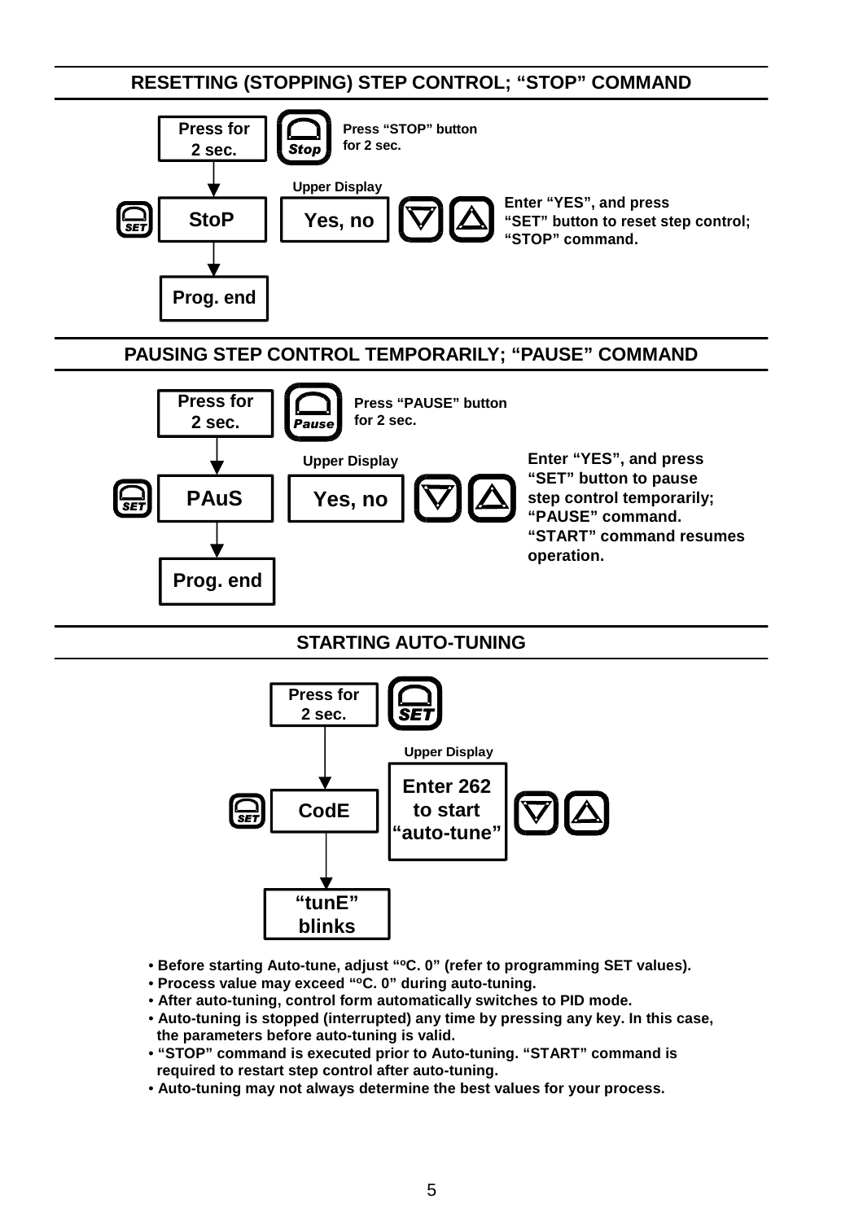## RESETTING (STOPPING) STEP CONTROL; "STOP" COMMAND

Press for 2 sec. — Stop

Press "STOP" button for 2 sec.

StoP — Upper Display: Yes, no

Enter "YES", and press "SET" button to reset step control; "STOP" command.

Prog. end

## PAUSING STEP CONTROL TEMPORARILY; "PAUSE" COMMAND

Press for 2 sec. — Pause

Press "PAUSE" button for 2 sec.

PAuS — Upper Display: Yes, no

Enter "YES", and press "SET" button to pause step control temporarily; "PAUSE" command. "START" command resumes operation.

Prog. end

## STARTING AUTO-TUNING

Press for 2 sec. — SET

CodE — Upper Display: Enter 262 to start "auto-tune"

"tunE" blinks

- Before starting Auto-tune, adjust "ºC. 0" (refer to programming SET values).
- Process value may exceed "ºC. 0" during auto-tuning.
- After auto-tuning, control form automatically switches to PID mode.
- Auto-tuning is stopped (interrupted) any time by pressing any key. In this case, the parameters before auto-tuning is valid.
- "STOP" command is executed prior to Auto-tuning. "START" command is required to restart step control after auto-tuning.
- Auto-tuning may not always determine the best values for your process.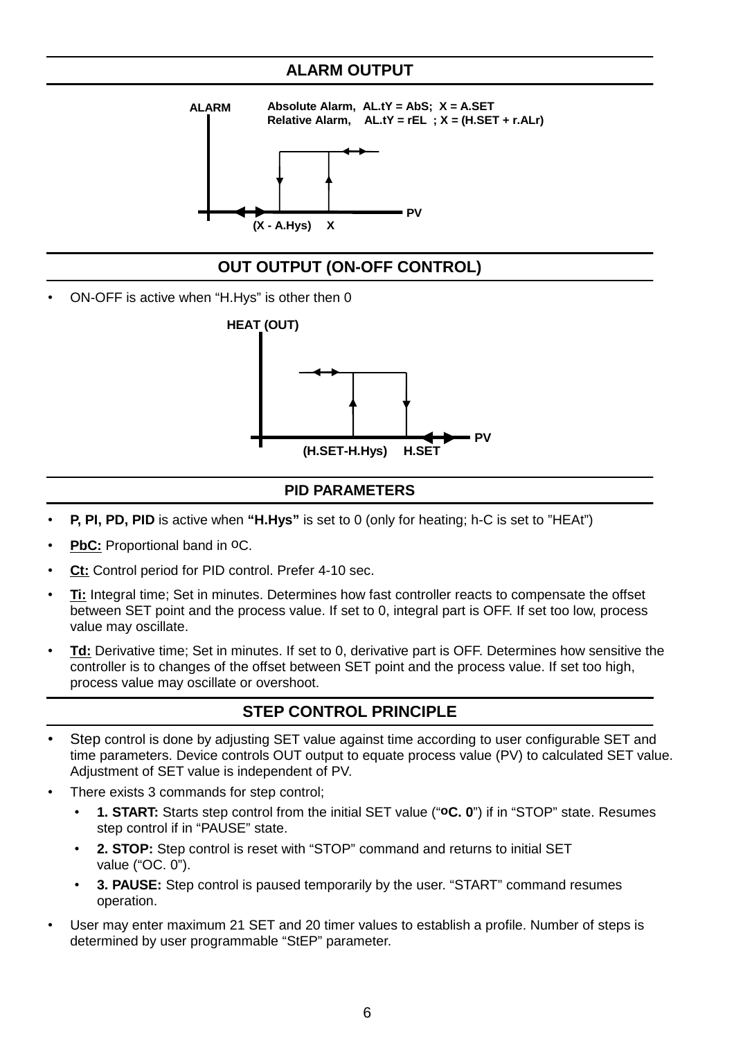## ALARM OUTPUT

ALARM

Absolute Alarm, AL.tY = AbS; X = A.SET
Relative Alarm, AL.tY = rEL ; X = (H.SET + r.ALr)

PV

(X - A.Hys) X

## OUT OUTPUT (ON-OFF CONTROL)

- ON-OFF is active when “H.Hys” is other then 0

HEAT (OUT)

PV

(H.SET-H.Hys) H.SET

## PID PARAMETERS

- **P, PI, PD, PID** is active when **“H.Hys”** is set to 0 (only for heating; h-C is set to ”HEAt”)
- **PbC:** Proportional band in ºC.
- **Ct:** Control period for PID control. Prefer 4-10 sec.
- **Ti:** Integral time; Set in minutes. Determines how fast controller reacts to compensate the offset between SET point and the process value. If set to 0, integral part is OFF. If set too low, process value may oscillate.
- **Td:** Derivative time; Set in minutes. If set to 0, derivative part is OFF. Determines how sensitive the controller is to changes of the offset between SET point and the process value. If set too high, process value may oscillate or overshoot.

## STEP CONTROL PRINCIPLE

- Step control is done by adjusting SET value against time according to user configurable SET and time parameters. Device controls OUT output to equate process value (PV) to calculated SET value. Adjustment of SET value is independent of PV.
- There exists 3 commands for step control;
  - **1. START:** Starts step control from the initial SET value (“**ºC. 0**”) if in “STOP” state. Resumes step control if in “PAUSE” state.
  - **2. STOP:** Step control is reset with “STOP” command and returns to initial SET value (“OC. 0”).
  - **3. PAUSE:** Step control is paused temporarily by the user. “START” command resumes operation.
- User may enter maximum 21 SET and 20 timer values to establish a profile. Number of steps is determined by user programmable “StEP” parameter.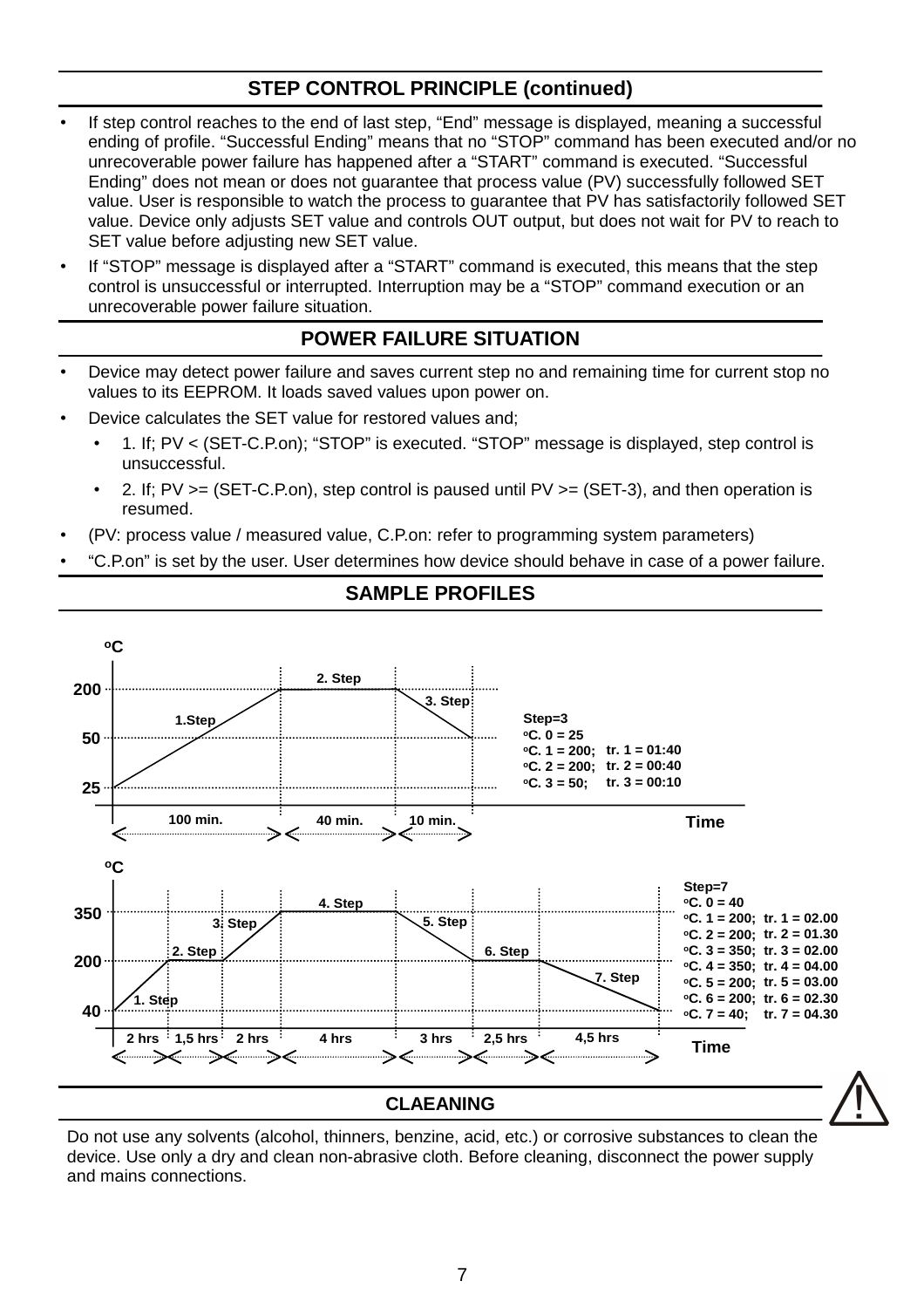## STEP CONTROL PRINCIPLE (continued)

- If step control reaches to the end of last step, “End” message is displayed, meaning a successful ending of profile. “Successful Ending” means that no “STOP” command has been executed and/or no unrecoverable power failure has happened after a “START” command is executed. “Successful Ending” does not mean or does not guarantee that process value (PV) successfully followed SET value. User is responsible to watch the process to guarantee that PV has satisfactorily followed SET value. Device only adjusts SET value and controls OUT output, but does not wait for PV to reach to SET value before adjusting new SET value.
- If “STOP” message is displayed after a “START” command is executed, this means that the step control is unsuccessful or interrupted. Interruption may be a “STOP” command execution or an unrecoverable power failure situation.

## POWER FAILURE SITUATION

- Device may detect power failure and saves current step no and remaining time for current stop no values to its EEPROM. It loads saved values upon power on.
- Device calculates the SET value for restored values and;
  - 1. If; PV < (SET-C.P.on); “STOP” is executed. “STOP” message is displayed, step control is unsuccessful.
  - 2. If; PV >= (SET-C.P.on), step control is paused until PV >= (SET-3), and then operation is resumed.
- (PV: process value / measured value, C.P.on: refer to programming system parameters)
- “C.P.on” is set by the user. User determines how device should behave in case of a power failure.

## SAMPLE PROFILES

ºC
200
50
25
1.Step
2. Step
3. Step
100 min.
40 min.
10 min.
Time

Step=3
ºC. 0 = 25
ºC. 1 = 200; tr. 1 = 01:40
ºC. 2 = 200; tr. 2 = 00:40
ºC. 3 = 50; tr. 3 = 00:10

ºC
350
200
40
1. Step
2. Step
3. Step
4. Step
5. Step
6. Step
7. Step
2 hrs
1,5 hrs
2 hrs
4 hrs
3 hrs
2,5 hrs
4,5 hrs
Time

Step=7
ºC. 0 = 40
ºC. 1 = 200; tr. 1 = 02.00
ºC. 2 = 200; tr. 2 = 01.30
ºC. 3 = 350; tr. 3 = 02.00
ºC. 4 = 350; tr. 4 = 04.00
ºC. 5 = 200; tr. 5 = 03.00
ºC. 6 = 200; tr. 6 = 02.30
ºC. 7 = 40; tr. 7 = 04.30

## CLAEANING

Do not use any solvents (alcohol, thinners, benzine, acid, etc.) or corrosive substances to clean the device. Use only a dry and clean non-abrasive cloth. Before cleaning, disconnect the power supply and mains connections.